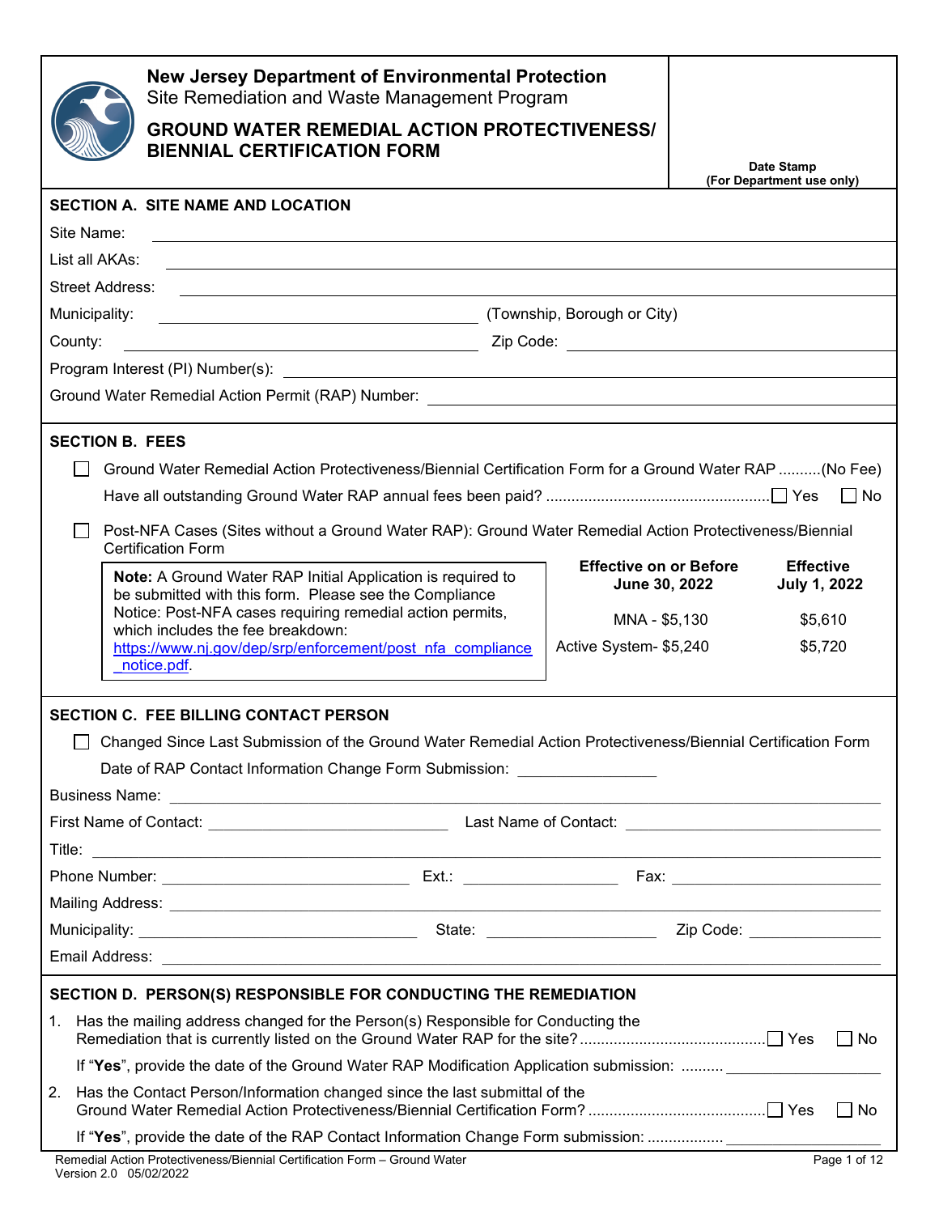**New Jersey Department of Environmental Protection**
Site Remediation and Waste Management Program

# GROUND WATER REMEDIAL ACTION PROTECTIVENESS/ BIENNIAL CERTIFICATION FORM

**Date Stamp (For Department use only)**

## SECTION A. SITE NAME AND LOCATION

Site Name: ____________________

List all AKAs: ____________________

Street Address: ____________________

Municipality: ____________________ (Township, Borough or City)

County: ____________________ Zip Code: ____________________

Program Interest (PI) Number(s): ____________________

Ground Water Remedial Action Permit (RAP) Number: ____________________

## SECTION B. FEES

☐ Ground Water Remedial Action Protectiveness/Biennial Certification Form for a Ground Water RAP ..........(No Fee)

Have all outstanding Ground Water RAP annual fees been paid? ....................................................☐ Yes ☐ No

☐ Post-NFA Cases (Sites without a Ground Water RAP): Ground Water Remedial Action Protectiveness/Biennial Certification Form

**Note:** A Ground Water RAP Initial Application is required to be submitted with this form. Please see the Compliance Notice: Post-NFA cases requiring remedial action permits, which includes the fee breakdown: https://www.nj.gov/dep/srp/enforcement/post_nfa_compliance_notice.pdf.

| | Effective on or Before June 30, 2022 | Effective July 1, 2022 |
|---|---|---|
| MNA | $5,130 | $5,610 |
| Active System | $5,240 | $5,720 |

## SECTION C. FEE BILLING CONTACT PERSON

☐ Changed Since Last Submission of the Ground Water Remedial Action Protectiveness/Biennial Certification Form

Date of RAP Contact Information Change Form Submission: ____________

Business Name: ____________________

First Name of Contact: ____________________ Last Name of Contact: ____________________

Title: ____________________

Phone Number: ____________________ Ext.: ____________ Fax: ____________________

Mailing Address: ____________________

Municipality: ____________________ State: ____________ Zip Code: ____________

Email Address: ____________________

## SECTION D. PERSON(S) RESPONSIBLE FOR CONDUCTING THE REMEDIATION

1. Has the mailing address changed for the Person(s) Responsible for Conducting the Remediation that is currently listed on the Ground Water RAP for the site?...........................................☐ Yes ☐ No

   If "**Yes**", provide the date of the Ground Water RAP Modification Application submission: .......... ____________

2. Has the Contact Person/Information changed since the last submittal of the Ground Water Remedial Action Protectiveness/Biennial Certification Form? .........................................☐ Yes ☐ No

   If "**Yes**", provide the date of the RAP Contact Information Change Form submission: .................. ____________

Remedial Action Protectiveness/Biennial Certification Form – Ground Water
Version 2.0 05/02/2022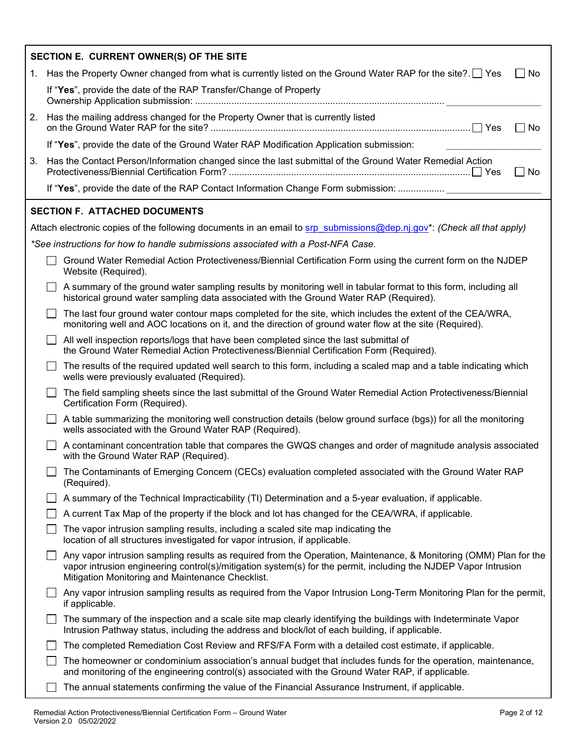## SECTION E. CURRENT OWNER(S) OF THE SITE

1. Has the Property Owner changed from what is currently listed on the Ground Water RAP for the site?. ☐ Yes ☐ No

   If "**Yes**", provide the date of the RAP Transfer/Change of Property Ownership Application submission: ................................................................................................ __________________

2. Has the mailing address changed for the Property Owner that is currently listed on the Ground Water RAP for the site? .................................................................................................... ☐ Yes ☐ No

   If "**Yes**", provide the date of the Ground Water RAP Modification Application submission: __________________

3. Has the Contact Person/Information changed since the last submittal of the Ground Water Remedial Action Protectiveness/Biennial Certification Form? ............................................................................................ ☐ Yes ☐ No

   If "**Yes**", provide the date of the RAP Contact Information Change Form submission: .................. __________________

## SECTION F. ATTACHED DOCUMENTS

Attach electronic copies of the following documents in an email to srp_submissions@dep.nj.gov*: *(Check all that apply)*

*\*See instructions for how to handle submissions associated with a Post-NFA Case.*

- ☐ Ground Water Remedial Action Protectiveness/Biennial Certification Form using the current form on the NJDEP Website (Required).
- ☐ A summary of the ground water sampling results by monitoring well in tabular format to this form, including all historical ground water sampling data associated with the Ground Water RAP (Required).
- ☐ The last four ground water contour maps completed for the site, which includes the extent of the CEA/WRA, monitoring well and AOC locations on it, and the direction of ground water flow at the site (Required).
- ☐ All well inspection reports/logs that have been completed since the last submittal of the Ground Water Remedial Action Protectiveness/Biennial Certification Form (Required).
- ☐ The results of the required updated well search to this form, including a scaled map and a table indicating which wells were previously evaluated (Required).
- ☐ The field sampling sheets since the last submittal of the Ground Water Remedial Action Protectiveness/Biennial Certification Form (Required).
- ☐ A table summarizing the monitoring well construction details (below ground surface (bgs)) for all the monitoring wells associated with the Ground Water RAP (Required).
- ☐ A contaminant concentration table that compares the GWQS changes and order of magnitude analysis associated with the Ground Water RAP (Required).
- ☐ The Contaminants of Emerging Concern (CECs) evaluation completed associated with the Ground Water RAP (Required).
- ☐ A summary of the Technical Impracticability (TI) Determination and a 5-year evaluation, if applicable.
- ☐ A current Tax Map of the property if the block and lot has changed for the CEA/WRA, if applicable.
- ☐ The vapor intrusion sampling results, including a scaled site map indicating the location of all structures investigated for vapor intrusion, if applicable.
- ☐ Any vapor intrusion sampling results as required from the Operation, Maintenance, & Monitoring (OMM) Plan for the vapor intrusion engineering control(s)/mitigation system(s) for the permit, including the NJDEP Vapor Intrusion Mitigation Monitoring and Maintenance Checklist.
- ☐ Any vapor intrusion sampling results as required from the Vapor Intrusion Long-Term Monitoring Plan for the permit, if applicable.
- ☐ The summary of the inspection and a scale site map clearly identifying the buildings with Indeterminate Vapor Intrusion Pathway status, including the address and block/lot of each building, if applicable.
- ☐ The completed Remediation Cost Review and RFS/FA Form with a detailed cost estimate, if applicable.
- ☐ The homeowner or condominium association's annual budget that includes funds for the operation, maintenance, and monitoring of the engineering control(s) associated with the Ground Water RAP, if applicable.
- ☐ The annual statements confirming the value of the Financial Assurance Instrument, if applicable.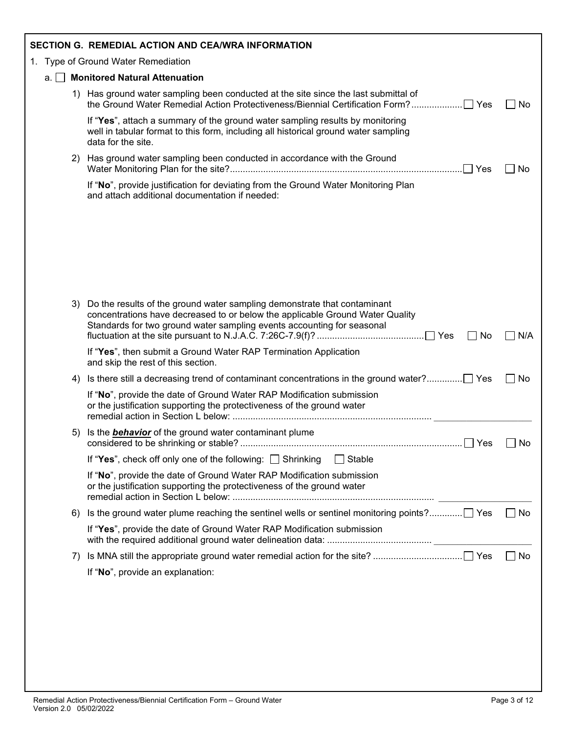## SECTION G. REMEDIAL ACTION AND CEA/WRA INFORMATION

1. Type of Ground Water Remediation

   a. ☐ **Monitored Natural Attenuation**

   1) Has ground water sampling been conducted at the site since the last submittal of the Ground Water Remedial Action Protectiveness/Biennial Certification Form? ☐ Yes ☐ No

      If "**Yes**", attach a summary of the ground water sampling results by monitoring well in tabular format to this form, including all historical ground water sampling data for the site.

   2) Has ground water sampling been conducted in accordance with the Ground Water Monitoring Plan for the site? ☐ Yes ☐ No

      If "**No**", provide justification for deviating from the Ground Water Monitoring Plan and attach additional documentation if needed:

   3) Do the results of the ground water sampling demonstrate that contaminant concentrations have decreased to or below the applicable Ground Water Quality Standards for two ground water sampling events accounting for seasonal fluctuation at the site pursuant to N.J.A.C. 7:26C-7.9(f)? ☐ Yes ☐ No ☐ N/A

      If "**Yes**", then submit a Ground Water RAP Termination Application and skip the rest of this section.

   4) Is there still a decreasing trend of contaminant concentrations in the ground water? ☐ Yes ☐ No

      If "**No**", provide the date of Ground Water RAP Modification submission or the justification supporting the protectiveness of the ground water remedial action in Section L below: ____________________

   5) Is the ***behavior*** of the ground water contaminant plume considered to be shrinking or stable? ☐ Yes ☐ No

      If "**Yes**", check off only one of the following: ☐ Shrinking ☐ Stable

      If "**No**", provide the date of Ground Water RAP Modification submission or the justification supporting the protectiveness of the ground water remedial action in Section L below: ____________________

   6) Is the ground water plume reaching the sentinel wells or sentinel monitoring points? ☐ Yes ☐ No

      If "**Yes**", provide the date of Ground Water RAP Modification submission with the required additional ground water delineation data: ____________________

   7) Is MNA still the appropriate ground water remedial action for the site? ☐ Yes ☐ No

      If "**No**", provide an explanation: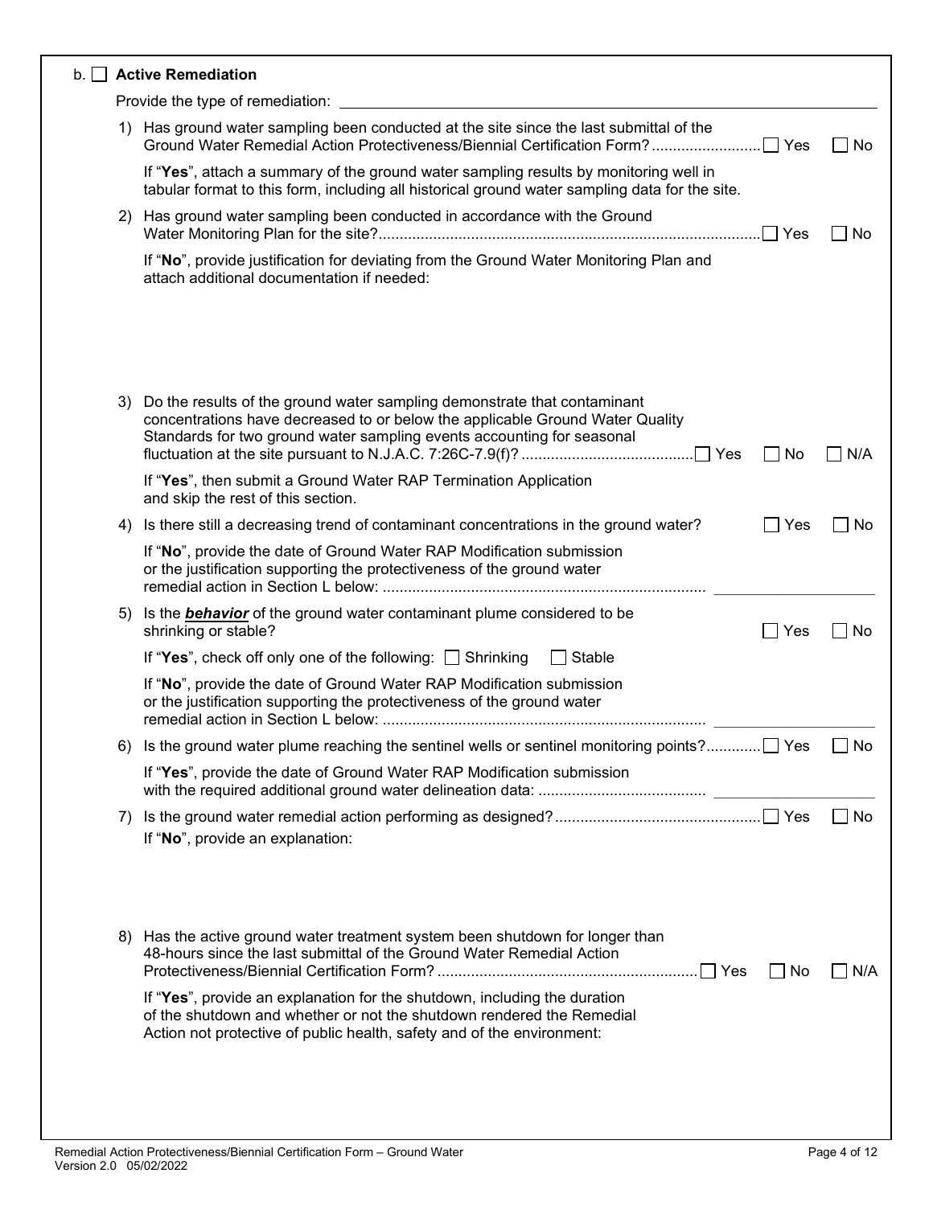b. ☐ **Active Remediation**

Provide the type of remediation: \_\_\_\_\_\_\_\_\_\_\_\_\_\_\_\_\_\_\_\_\_\_\_\_\_\_\_\_\_\_\_\_\_\_\_\_\_\_\_\_

1) Has ground water sampling been conducted at the site since the last submittal of the Ground Water Remedial Action Protectiveness/Biennial Certification Form? .......................... ☐ Yes ☐ No

   If "**Yes**", attach a summary of the ground water sampling results by monitoring well in tabular format to this form, including all historical ground water sampling data for the site.

2) Has ground water sampling been conducted in accordance with the Ground Water Monitoring Plan for the site? .......................................................................................... ☐ Yes ☐ No

   If "**No**", provide justification for deviating from the Ground Water Monitoring Plan and attach additional documentation if needed:

3) Do the results of the ground water sampling demonstrate that contaminant concentrations have decreased to or below the applicable Ground Water Quality Standards for two ground water sampling events accounting for seasonal fluctuation at the site pursuant to N.J.A.C. 7:26C-7.9(f)? ......................................... ☐ Yes ☐ No ☐ N/A

   If "**Yes**", then submit a Ground Water RAP Termination Application and skip the rest of this section.

4) Is there still a decreasing trend of contaminant concentrations in the ground water? ☐ Yes ☐ No

   If "**No**", provide the date of Ground Water RAP Modification submission or the justification supporting the protectiveness of the ground water remedial action in Section L below: ............................................................................ \_\_\_\_\_\_\_\_\_\_\_\_\_\_\_\_

5) Is the ***behavior*** of the ground water contaminant plume considered to be shrinking or stable? ☐ Yes ☐ No

   If "**Yes**", check off only one of the following: ☐ Shrinking ☐ Stable

   If "**No**", provide the date of Ground Water RAP Modification submission or the justification supporting the protectiveness of the ground water remedial action in Section L below: ............................................................................ \_\_\_\_\_\_\_\_\_\_\_\_\_\_\_\_

6) Is the ground water plume reaching the sentinel wells or sentinel monitoring points? ............. ☐ Yes ☐ No

   If "**Yes**", provide the date of Ground Water RAP Modification submission with the required additional ground water delineation data: ....................................... \_\_\_\_\_\_\_\_\_\_\_\_\_\_\_\_

7) Is the ground water remedial action performing as designed? ................................................ ☐ Yes ☐ No

   If "**No**", provide an explanation:

8) Has the active ground water treatment system been shutdown for longer than 48-hours since the last submittal of the Ground Water Remedial Action Protectiveness/Biennial Certification Form? ............................................................. ☐ Yes ☐ No ☐ N/A

   If "**Yes**", provide an explanation for the shutdown, including the duration of the shutdown and whether or not the shutdown rendered the Remedial Action not protective of public health, safety and of the environment: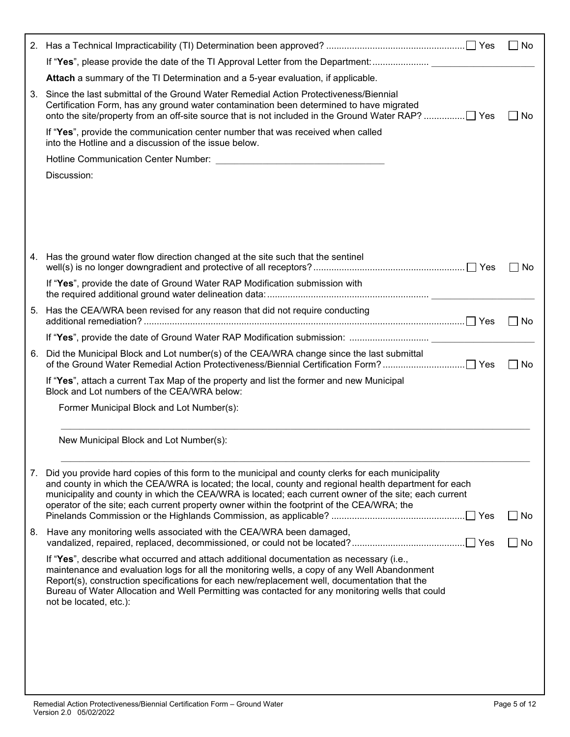2. Has a Technical Impracticability (TI) Determination been approved? ☐ Yes ☐ No

   If "**Yes**", please provide the date of the TI Approval Letter from the Department: ____________________

   **Attach** a summary of the TI Determination and a 5-year evaluation, if applicable.

3. Since the last submittal of the Ground Water Remedial Action Protectiveness/Biennial Certification Form, has any ground water contamination been determined to have migrated onto the site/property from an off-site source that is not included in the Ground Water RAP? ☐ Yes ☐ No

   If "**Yes**", provide the communication center number that was received when called into the Hotline and a discussion of the issue below.

   Hotline Communication Center Number: ________________________________

   Discussion:

4. Has the ground water flow direction changed at the site such that the sentinel well(s) is no longer downgradient and protective of all receptors? ☐ Yes ☐ No

   If "**Yes**", provide the date of Ground Water RAP Modification submission with the required additional ground water delineation data: ____________________

5. Has the CEA/WRA been revised for any reason that did not require conducting additional remediation? ☐ Yes ☐ No

   If "**Yes**", provide the date of Ground Water RAP Modification submission: ____________________

6. Did the Municipal Block and Lot number(s) of the CEA/WRA change since the last submittal of the Ground Water Remedial Action Protectiveness/Biennial Certification Form? ☐ Yes ☐ No

   If "**Yes**", attach a current Tax Map of the property and list the former and new Municipal Block and Lot numbers of the CEA/WRA below:

   Former Municipal Block and Lot Number(s):

   ________________________________________________________________________

   New Municipal Block and Lot Number(s):

   ________________________________________________________________________

7. Did you provide hard copies of this form to the municipal and county clerks for each municipality and county in which the CEA/WRA is located; the local, county and regional health department for each municipality and county in which the CEA/WRA is located; each current owner of the site; each current operator of the site; each current property owner within the footprint of the CEA/WRA; the Pinelands Commission or the Highlands Commission, as applicable? ☐ Yes ☐ No

8. Have any monitoring wells associated with the CEA/WRA been damaged, vandalized, repaired, replaced, decommissioned, or could not be located? ☐ Yes ☐ No

   If "**Yes**", describe what occurred and attach additional documentation as necessary (i.e., maintenance and evaluation logs for all the monitoring wells, a copy of any Well Abandonment Report(s), construction specifications for each new/replacement well, documentation that the Bureau of Water Allocation and Well Permitting was contacted for any monitoring wells that could not be located, etc.):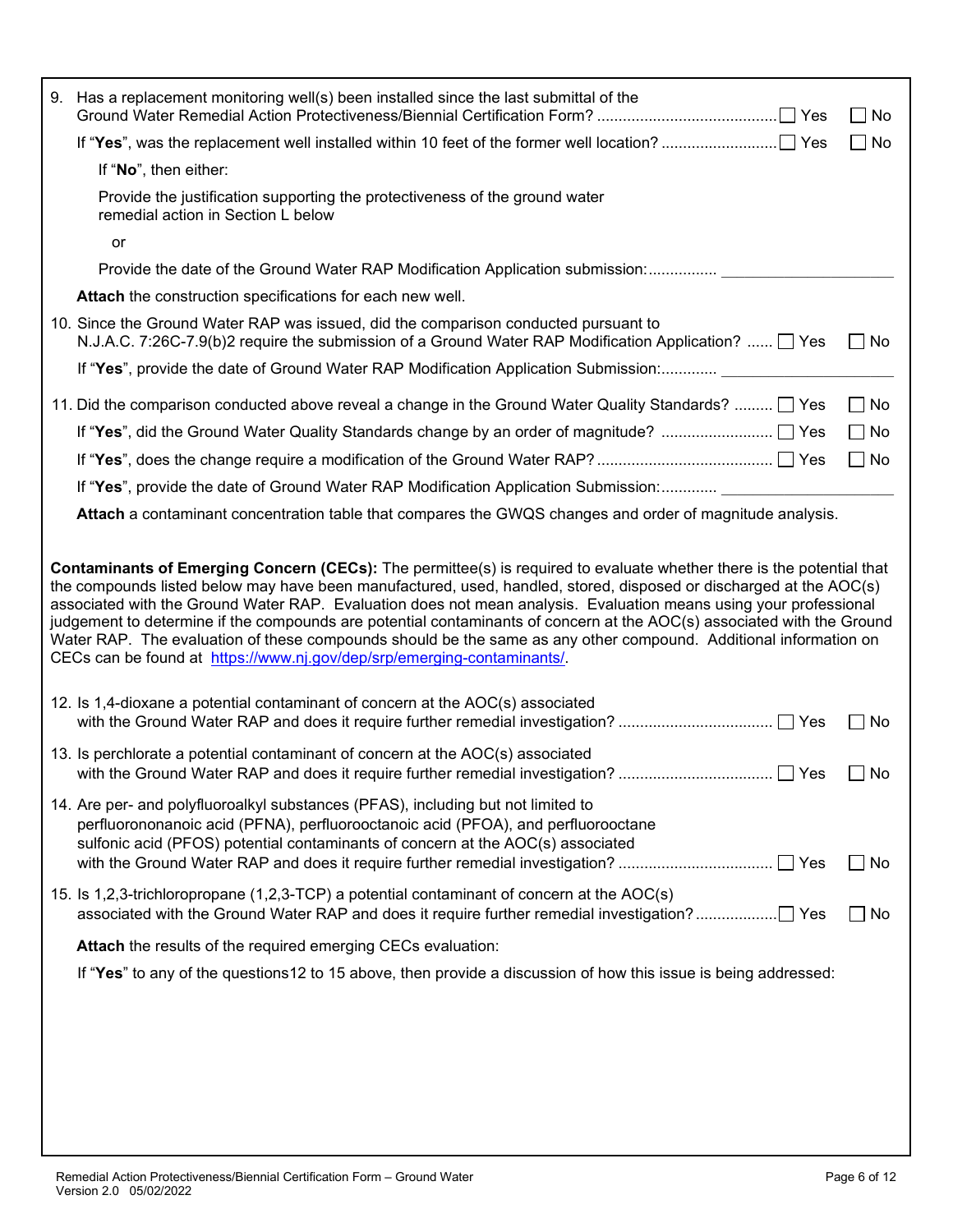9. Has a replacement monitoring well(s) been installed since the last submittal of the Ground Water Remedial Action Protectiveness/Biennial Certification Form? .......................................... ☐ Yes ☐ No

   If "**Yes**", was the replacement well installed within 10 feet of the former well location? ........................... ☐ Yes ☐ No

   If "**No**", then either:

   Provide the justification supporting the protectiveness of the ground water remedial action in Section L below

   or

   Provide the date of the Ground Water RAP Modification Application submission:................ ____________________

   **Attach** the construction specifications for each new well.

10. Since the Ground Water RAP was issued, did the comparison conducted pursuant to N.J.A.C. 7:26C-7.9(b)2 require the submission of a Ground Water RAP Modification Application? ...... ☐ Yes ☐ No

    If "**Yes**", provide the date of Ground Water RAP Modification Application Submission:............. ____________________

11. Did the comparison conducted above reveal a change in the Ground Water Quality Standards? ......... ☐ Yes ☐ No

    If "**Yes**", did the Ground Water Quality Standards change by an order of magnitude? .......................... ☐ Yes ☐ No

    If "**Yes**", does the change require a modification of the Ground Water RAP? ......................................... ☐ Yes ☐ No

    If "**Yes**", provide the date of Ground Water RAP Modification Application Submission:............. ____________________

    **Attach** a contaminant concentration table that compares the GWQS changes and order of magnitude analysis.

**Contaminants of Emerging Concern (CECs):** The permittee(s) is required to evaluate whether there is the potential that the compounds listed below may have been manufactured, used, handled, stored, disposed or discharged at the AOC(s) associated with the Ground Water RAP. Evaluation does not mean analysis. Evaluation means using your professional judgement to determine if the compounds are potential contaminants of concern at the AOC(s) associated with the Ground Water RAP. The evaluation of these compounds should be the same as any other compound. Additional information on CECs can be found at https://www.nj.gov/dep/srp/emerging-contaminants/.

12. Is 1,4-dioxane a potential contaminant of concern at the AOC(s) associated with the Ground Water RAP and does it require further remedial investigation? ................................... ☐ Yes ☐ No

13. Is perchlorate a potential contaminant of concern at the AOC(s) associated with the Ground Water RAP and does it require further remedial investigation? ................................... ☐ Yes ☐ No

14. Are per- and polyfluoroalkyl substances (PFAS), including but not limited to perfluorononanoic acid (PFNA), perfluorooctanoic acid (PFOA), and perfluorooctane sulfonic acid (PFOS) potential contaminants of concern at the AOC(s) associated with the Ground Water RAP and does it require further remedial investigation? ................................... ☐ Yes ☐ No

15. Is 1,2,3-trichloropropane (1,2,3-TCP) a potential contaminant of concern at the AOC(s) associated with the Ground Water RAP and does it require further remedial investigation? .................. ☐ Yes ☐ No

    **Attach** the results of the required emerging CECs evaluation:

    If "**Yes**" to any of the questions12 to 15 above, then provide a discussion of how this issue is being addressed: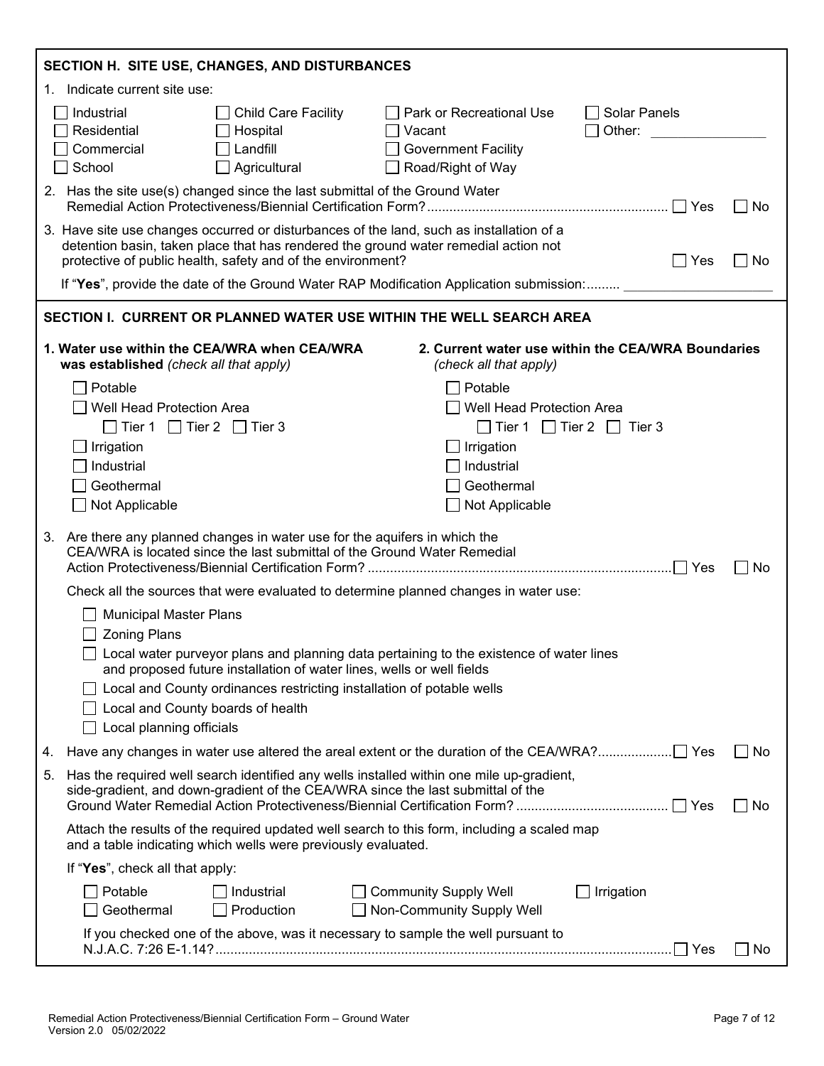## SECTION H. SITE USE, CHANGES, AND DISTURBANCES

1. Indicate current site use:

☐ Industrial ☐ Child Care Facility ☐ Park or Recreational Use ☐ Solar Panels
☐ Residential ☐ Hospital ☐ Vacant ☐ Other: _______________
☐ Commercial ☐ Landfill ☐ Government Facility
☐ School ☐ Agricultural ☐ Road/Right of Way

2. Has the site use(s) changed since the last submittal of the Ground Water Remedial Action Protectiveness/Biennial Certification Form? ☐ Yes ☐ No

3. Have site use changes occurred or disturbances of the land, such as installation of a detention basin, taken place that has rendered the ground water remedial action not protective of public health, safety and of the environment? ☐ Yes ☐ No

   If "**Yes**", provide the date of the Ground Water RAP Modification Application submission: ___________________

## SECTION I. CURRENT OR PLANNED WATER USE WITHIN THE WELL SEARCH AREA

**1. Water use within the CEA/WRA when CEA/WRA was established** *(check all that apply)*

☐ Potable
☐ Well Head Protection Area
  ☐ Tier 1 ☐ Tier 2 ☐ Tier 3
☐ Irrigation
☐ Industrial
☐ Geothermal
☐ Not Applicable

**2. Current water use within the CEA/WRA Boundaries** *(check all that apply)*

☐ Potable
☐ Well Head Protection Area
  ☐ Tier 1 ☐ Tier 2 ☐ Tier 3
☐ Irrigation
☐ Industrial
☐ Geothermal
☐ Not Applicable

3. Are there any planned changes in water use for the aquifers in which the CEA/WRA is located since the last submittal of the Ground Water Remedial Action Protectiveness/Biennial Certification Form? ☐ Yes ☐ No

   Check all the sources that were evaluated to determine planned changes in water use:

   ☐ Municipal Master Plans
   ☐ Zoning Plans
   ☐ Local water purveyor plans and planning data pertaining to the existence of water lines and proposed future installation of water lines, wells or well fields
   ☐ Local and County ordinances restricting installation of potable wells
   ☐ Local and County boards of health
   ☐ Local planning officials

4. Have any changes in water use altered the areal extent or the duration of the CEA/WRA? ☐ Yes ☐ No

5. Has the required well search identified any wells installed within one mile up-gradient, side-gradient, and down-gradient of the CEA/WRA since the last submittal of the Ground Water Remedial Action Protectiveness/Biennial Certification Form? ☐ Yes ☐ No

   Attach the results of the required updated well search to this form, including a scaled map and a table indicating which wells were previously evaluated.

   If "**Yes**", check all that apply:

   ☐ Potable ☐ Industrial ☐ Community Supply Well ☐ Irrigation
   ☐ Geothermal ☐ Production ☐ Non-Community Supply Well

   If you checked one of the above, was it necessary to sample the well pursuant to N.J.A.C. 7:26 E-1.14? ☐ Yes ☐ No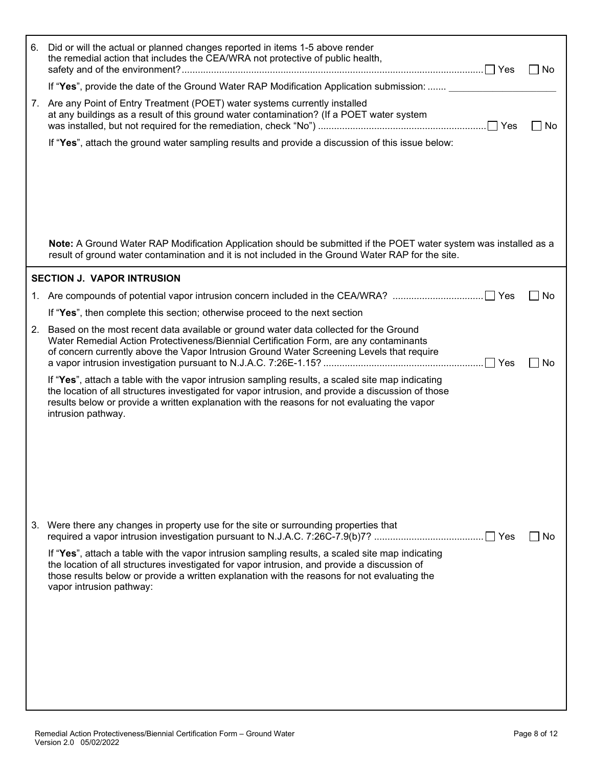6. Did or will the actual or planned changes reported in items 1-5 above render the remedial action that includes the CEA/WRA not protective of public health, safety and of the environment? ☐ Yes ☐ No

   If "**Yes**", provide the date of the Ground Water RAP Modification Application submission: ....... \_\_\_\_\_\_\_\_\_\_\_\_\_\_\_\_\_\_\_\_

7. Are any Point of Entry Treatment (POET) water systems currently installed at any buildings as a result of this ground water contamination? (If a POET water system was installed, but not required for the remediation, check "No") ☐ Yes ☐ No

   If "**Yes**", attach the ground water sampling results and provide a discussion of this issue below:

   **Note:** A Ground Water RAP Modification Application should be submitted if the POET water system was installed as a result of ground water contamination and it is not included in the Ground Water RAP for the site.

## SECTION J. VAPOR INTRUSION

1. Are compounds of potential vapor intrusion concern included in the CEA/WRA? ☐ Yes ☐ No

   If "**Yes**", then complete this section; otherwise proceed to the next section

2. Based on the most recent data available or ground water data collected for the Ground Water Remedial Action Protectiveness/Biennial Certification Form, are any contaminants of concern currently above the Vapor Intrusion Ground Water Screening Levels that require a vapor intrusion investigation pursuant to N.J.A.C. 7:26E-1.15? ☐ Yes ☐ No

   If "**Yes**", attach a table with the vapor intrusion sampling results, a scaled site map indicating the location of all structures investigated for vapor intrusion, and provide a discussion of those results below or provide a written explanation with the reasons for not evaluating the vapor intrusion pathway.

3. Were there any changes in property use for the site or surrounding properties that required a vapor intrusion investigation pursuant to N.J.A.C. 7:26C-7.9(b)7? ☐ Yes ☐ No

   If "**Yes**", attach a table with the vapor intrusion sampling results, a scaled site map indicating the location of all structures investigated for vapor intrusion, and provide a discussion of those results below or provide a written explanation with the reasons for not evaluating the vapor intrusion pathway: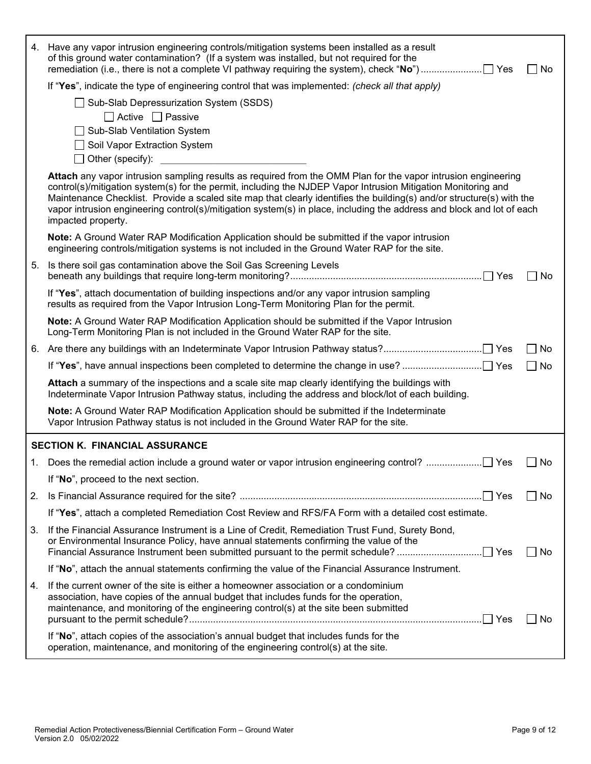4. Have any vapor intrusion engineering controls/mitigation systems been installed as a result of this ground water contamination? (If a system was installed, but not required for the remediation (i.e., there is not a complete VI pathway requiring the system), check "**No**") ☐ Yes ☐ No

   If "**Yes**", indicate the type of engineering control that was implemented: *(check all that apply)*

   ☐ Sub-Slab Depressurization System (SSDS)

   ☐ Active ☐ Passive

   ☐ Sub-Slab Ventilation System

   ☐ Soil Vapor Extraction System

   ☐ Other (specify): ____________________

   **Attach** any vapor intrusion sampling results as required from the OMM Plan for the vapor intrusion engineering control(s)/mitigation system(s) for the permit, including the NJDEP Vapor Intrusion Mitigation Monitoring and Maintenance Checklist. Provide a scaled site map that clearly identifies the building(s) and/or structure(s) with the vapor intrusion engineering control(s)/mitigation system(s) in place, including the address and block and lot of each impacted property.

   **Note:** A Ground Water RAP Modification Application should be submitted if the vapor intrusion engineering controls/mitigation systems is not included in the Ground Water RAP for the site.

5. Is there soil gas contamination above the Soil Gas Screening Levels beneath any buildings that require long-term monitoring? ☐ Yes ☐ No

   If "**Yes**", attach documentation of building inspections and/or any vapor intrusion sampling results as required from the Vapor Intrusion Long-Term Monitoring Plan for the permit.

   **Note:** A Ground Water RAP Modification Application should be submitted if the Vapor Intrusion Long-Term Monitoring Plan is not included in the Ground Water RAP for the site.

6. Are there any buildings with an Indeterminate Vapor Intrusion Pathway status? ☐ Yes ☐ No

   If "**Yes**", have annual inspections been completed to determine the change in use? ☐ Yes ☐ No

   **Attach** a summary of the inspections and a scale site map clearly identifying the buildings with Indeterminate Vapor Intrusion Pathway status, including the address and block/lot of each building.

   **Note:** A Ground Water RAP Modification Application should be submitted if the Indeterminate Vapor Intrusion Pathway status is not included in the Ground Water RAP for the site.

## SECTION K. FINANCIAL ASSURANCE

1. Does the remedial action include a ground water or vapor intrusion engineering control? ☐ Yes ☐ No

   If "**No**", proceed to the next section.

2. Is Financial Assurance required for the site? ☐ Yes ☐ No

   If "**Yes**", attach a completed Remediation Cost Review and RFS/FA Form with a detailed cost estimate.

3. If the Financial Assurance Instrument is a Line of Credit, Remediation Trust Fund, Surety Bond, or Environmental Insurance Policy, have annual statements confirming the value of the Financial Assurance Instrument been submitted pursuant to the permit schedule? ☐ Yes ☐ No

   If "**No**", attach the annual statements confirming the value of the Financial Assurance Instrument.

4. If the current owner of the site is either a homeowner association or a condominium association, have copies of the annual budget that includes funds for the operation, maintenance, and monitoring of the engineering control(s) at the site been submitted pursuant to the permit schedule? ☐ Yes ☐ No

   If "**No**", attach copies of the association's annual budget that includes funds for the operation, maintenance, and monitoring of the engineering control(s) at the site.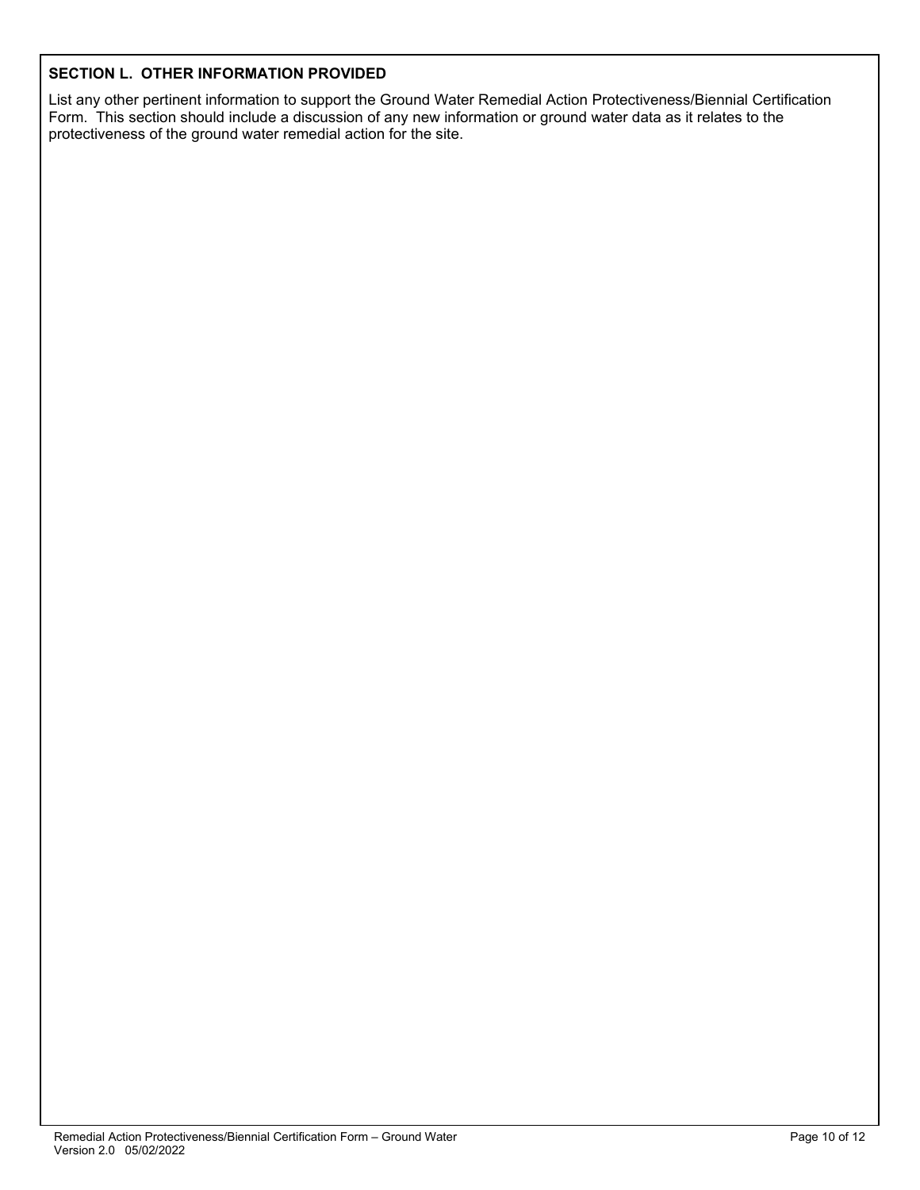## SECTION L. OTHER INFORMATION PROVIDED

List any other pertinent information to support the Ground Water Remedial Action Protectiveness/Biennial Certification Form. This section should include a discussion of any new information or ground water data as it relates to the protectiveness of the ground water remedial action for the site.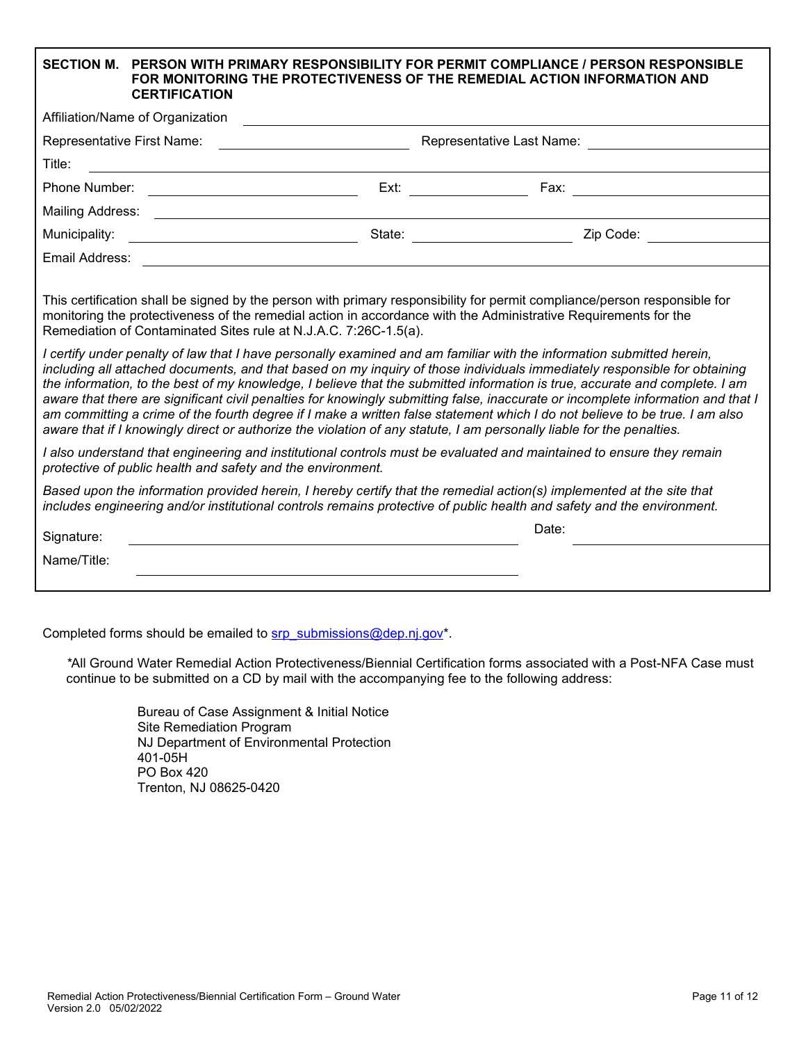## SECTION M. PERSON WITH PRIMARY RESPONSIBILITY FOR PERMIT COMPLIANCE / PERSON RESPONSIBLE FOR MONITORING THE PROTECTIVENESS OF THE REMEDIAL ACTION INFORMATION AND CERTIFICATION

Affiliation/Name of Organization ______________________________

Representative First Name: ______________ Representative Last Name: ______________

Title: ______________________________

Phone Number: ______________ Ext: ________ Fax: ______________

Mailing Address: ______________________________

Municipality: ______________ State: ______________ Zip Code: ________

Email Address: ______________________________

This certification shall be signed by the person with primary responsibility for permit compliance/person responsible for monitoring the protectiveness of the remedial action in accordance with the Administrative Requirements for the Remediation of Contaminated Sites rule at N.J.A.C. 7:26C-1.5(a).

*I certify under penalty of law that I have personally examined and am familiar with the information submitted herein, including all attached documents, and that based on my inquiry of those individuals immediately responsible for obtaining the information, to the best of my knowledge, I believe that the submitted information is true, accurate and complete. I am aware that there are significant civil penalties for knowingly submitting false, inaccurate or incomplete information and that I am committing a crime of the fourth degree if I make a written false statement which I do not believe to be true. I am also aware that if I knowingly direct or authorize the violation of any statute, I am personally liable for the penalties.*

*I also understand that engineering and institutional controls must be evaluated and maintained to ensure they remain protective of public health and safety and the environment.*

*Based upon the information provided herein, I hereby certify that the remedial action(s) implemented at the site that includes engineering and/or institutional controls remains protective of public health and safety and the environment.*

Signature: ______________________________ Date: ______________

Name/Title: ______________________________

Completed forms should be emailed to srp_submissions@dep.nj.gov*.

*All Ground Water Remedial Action Protectiveness/Biennial Certification forms associated with a Post-NFA Case must continue to be submitted on a CD by mail with the accompanying fee to the following address:

Bureau of Case Assignment & Initial Notice
Site Remediation Program
NJ Department of Environmental Protection
401-05H
PO Box 420
Trenton, NJ 08625-0420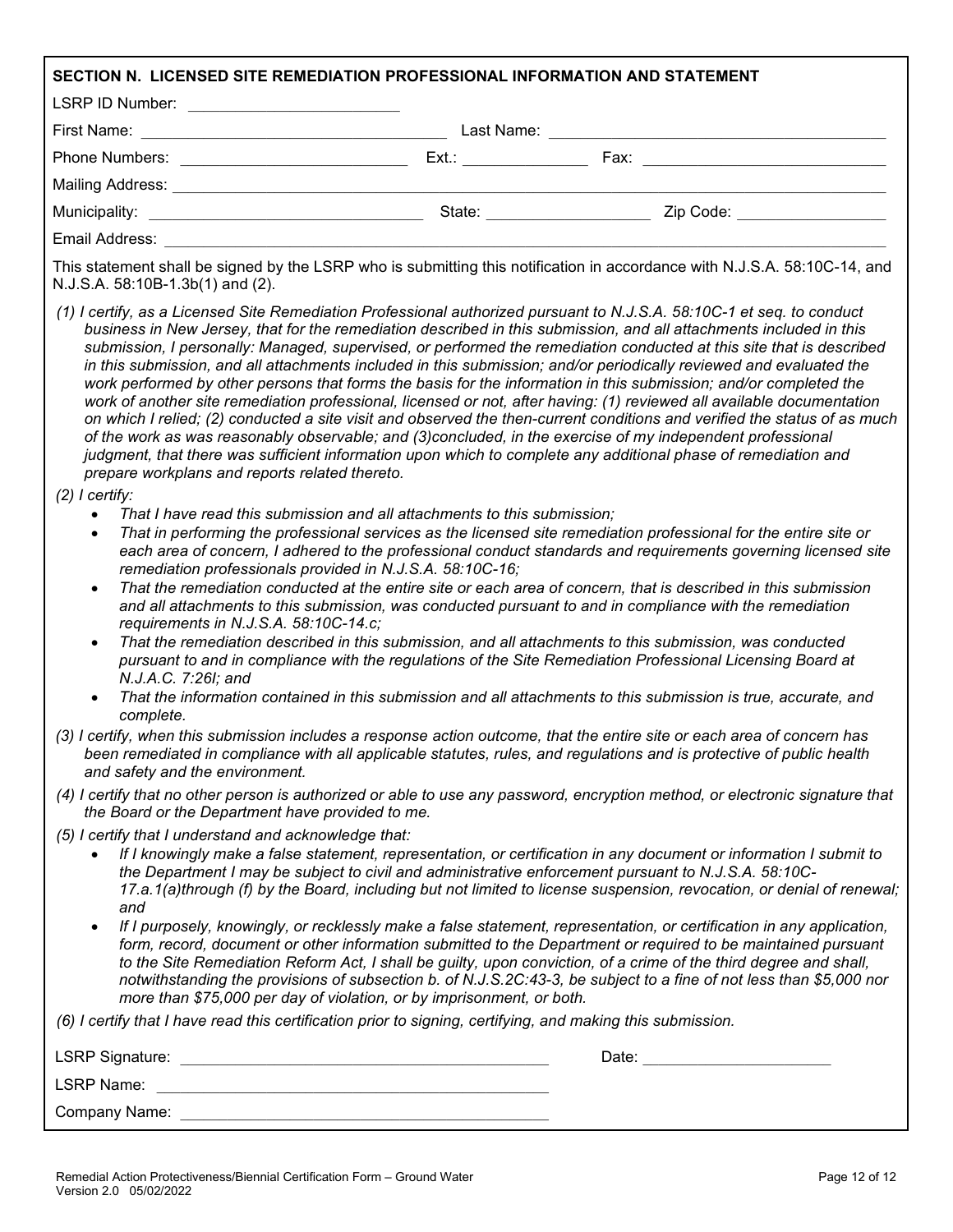## SECTION N. LICENSED SITE REMEDIATION PROFESSIONAL INFORMATION AND STATEMENT

LSRP ID Number: ______________________

First Name: ______________________ Last Name: ______________________

Phone Numbers: ______________________ Ext.: ______________ Fax: ______________________

Mailing Address: ______________________________________________

Municipality: ______________________ State: ______________ Zip Code: ______________

Email Address: ______________________________________________

This statement shall be signed by the LSRP who is submitting this notification in accordance with N.J.S.A. 58:10C-14, and N.J.S.A. 58:10B-1.3b(1) and (2).

*(1) I certify, as a Licensed Site Remediation Professional authorized pursuant to N.J.S.A. 58:10C-1 et seq. to conduct business in New Jersey, that for the remediation described in this submission, and all attachments included in this submission, I personally: Managed, supervised, or performed the remediation conducted at this site that is described in this submission, and all attachments included in this submission; and/or periodically reviewed and evaluated the work performed by other persons that forms the basis for the information in this submission; and/or completed the work of another site remediation professional, licensed or not, after having: (1) reviewed all available documentation on which I relied; (2) conducted a site visit and observed the then-current conditions and verified the status of as much of the work as was reasonably observable; and (3)concluded, in the exercise of my independent professional judgment, that there was sufficient information upon which to complete any additional phase of remediation and prepare workplans and reports related thereto.*

*(2) I certify:*

- *That I have read this submission and all attachments to this submission;*
- *That in performing the professional services as the licensed site remediation professional for the entire site or each area of concern, I adhered to the professional conduct standards and requirements governing licensed site remediation professionals provided in N.J.S.A. 58:10C-16;*
- *That the remediation conducted at the entire site or each area of concern, that is described in this submission and all attachments to this submission, was conducted pursuant to and in compliance with the remediation requirements in N.J.S.A. 58:10C-14.c;*
- *That the remediation described in this submission, and all attachments to this submission, was conducted pursuant to and in compliance with the regulations of the Site Remediation Professional Licensing Board at N.J.A.C. 7:26I; and*
- *That the information contained in this submission and all attachments to this submission is true, accurate, and complete.*

*(3) I certify, when this submission includes a response action outcome, that the entire site or each area of concern has been remediated in compliance with all applicable statutes, rules, and regulations and is protective of public health and safety and the environment.*

*(4) I certify that no other person is authorized or able to use any password, encryption method, or electronic signature that the Board or the Department have provided to me.*

*(5) I certify that I understand and acknowledge that:*

- *If I knowingly make a false statement, representation, or certification in any document or information I submit to the Department I may be subject to civil and administrative enforcement pursuant to N.J.S.A. 58:10C-17.a.1(a)through (f) by the Board, including but not limited to license suspension, revocation, or denial of renewal; and*
- *If I purposely, knowingly, or recklessly make a false statement, representation, or certification in any application, form, record, document or other information submitted to the Department or required to be maintained pursuant to the Site Remediation Reform Act, I shall be guilty, upon conviction, of a crime of the third degree and shall, notwithstanding the provisions of subsection b. of N.J.S.2C:43-3, be subject to a fine of not less than $5,000 nor more than $75,000 per day of violation, or by imprisonment, or both.*

*(6) I certify that I have read this certification prior to signing, certifying, and making this submission.*

LSRP Signature: ______________________________ Date: ______________________

LSRP Name: ______________________________

Company Name: ______________________________